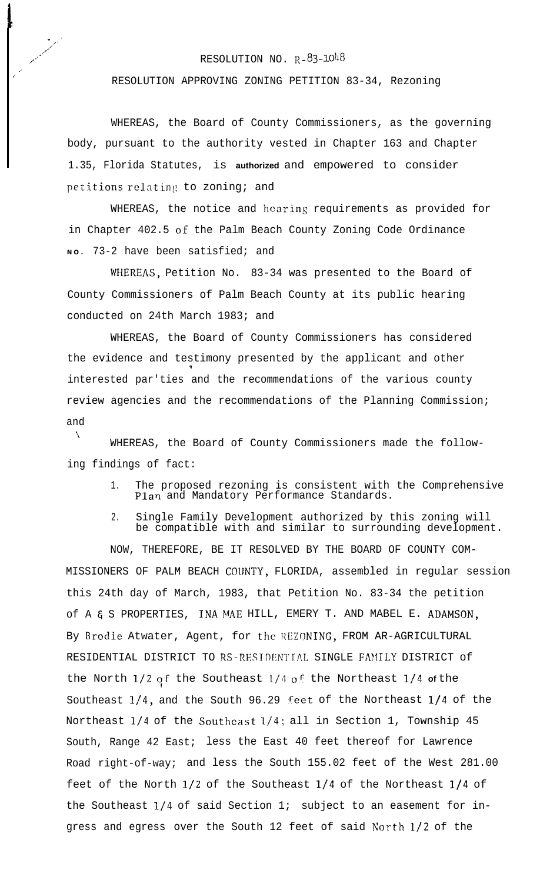RESOLUTION NO. R-83-1048

RESOLUTION APPROVING ZONING PETITION 83-34, Rezoning

WHEREAS, the Board of County Commissioners, as the governing body, pursuant to the authority vested in Chapter 163 and Chapter 1.35, Florida Statutes, is authorized and empowered to consider petitions relating to zoning; and

WHEREAS, the notice and hearing requirements as provided for in Chapter 402.5 of the Palm Beach County Zoning Code Ordinance No. 73-2 have been satisfied; and

WHEREAS, Petition No. 83-34 was presented to the Board of County Commissioners of Palm Beach County at its public hearing conducted on 24th March 1983; and

WHEREAS, the Board of County Commissioners has considered the evidence and testimony presented by the applicant and other interested par'ties and the recommendations of the various county review agencies and the recommendations of the Planning Commission; and

WHEREAS, the Board of County Commissioners made the following findings of fact:

1. The proposed rezoning is consistent with the Comprehensive Plan and Mandatory Performance Standards.
2. Single Family Development authorized by this zoning will be compatible with and similar to surrounding development.

NOW, THEREFORE, BE IT RESOLVED BY THE BOARD OF COUNTY COMMISSIONERS OF PALM BEACH COUNTY, FLORIDA, assembled in regular session this 24th day of March, 1983, that Petition No. 83-34 the petition of A & S PROPERTIES, INA MAE HILL, EMERY T. AND MABEL E. ADAMSON, By Brodie Atwater, Agent, for the REZONING, FROM AR-AGRICULTURAL RESIDENTIAL DISTRICT TO RS-RESIDENTIAL SINGLE FAMILY DISTRICT of the North 1/2 of the Southeast 1/4 of the Northeast 1/4 of the Southeast 1/4, and the South 96.29 feet of the Northeast 1/4 of the Northeast 1/4 of the Southeast 1/4; all in Section 1, Township 45 South, Range 42 East; less the East 40 feet thereof for Lawrence Road right-of-way; and less the South 155.02 feet of the West 281.00 feet of the North 1/2 of the Southeast 1/4 of the Northeast 1/4 of the Southeast 1/4 of said Section 1; subject to an easement for ingress and egress over the South 12 feet of said North 1/2 of the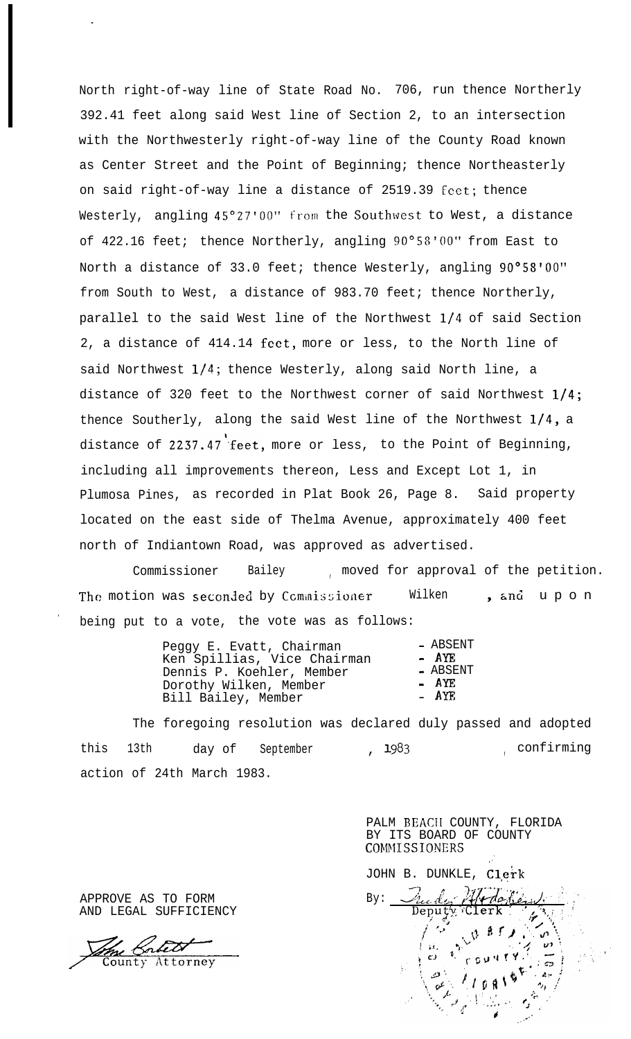North right-of-way line of State Road No. 706, run thence Northerly 392.41 feet along said West line of Section 2, to an intersection with the Northwesterly right-of-way line of the County Road known as Center Street and the Point of Beginning; thence Northeasterly on said right-of-way line a distance of 2519.39 feet; thence Westerly, angling 45°27'00" from the Southwest to West, a distance of 422.16 feet; thence Northerly, angling 90°58'00" from East to North a distance of 33.0 feet; thence Westerly, angling 90°58'00" from South to West, a distance of 983.70 feet; thence Northerly, parallel to the said West line of the Northwest 1/4 of said Section 2, a distance of 414.14 feet, more or less, to the North line of said Northwest 1/4; thence Westerly, along said North line, a distance of 320 feet to the Northwest corner of said Northwest 1/4; thence Southerly, along the said West line of the Northwest 1/4, a distance of 2237.47 feet, more or less, to the Point of Beginning, including all improvements thereon, Less and Except Lot 1, in Plumosa Pines, as recorded in Plat Book 26, Page 8. Said property located on the east side of Thelma Avenue, approximately 400 feet north of Indiantown Road, was approved as advertised.

Commissioner Bailey, moved for approval of the petition. The motion was seconded by Commissioner Wilken, and upon being put to a vote, the vote was as follows:

| | |
|---|---|
| Peggy E. Evatt, Chairman | - ABSENT |
| Ken Spillias, Vice Chairman | - AYE |
| Dennis P. Koehler, Member | - ABSENT |
| Dorothy Wilken, Member | - AYE |
| Bill Bailey, Member | - AYE |

The foregoing resolution was declared duly passed and adopted this 13th day of September, 1983, confirming action of 24th March 1983.

PALM BEACH COUNTY, FLORIDA
BY ITS BOARD OF COUNTY COMMISSIONERS

JOHN B. DUNKLE, Clerk

By: Deputy Clerk

APPROVE AS TO FORM
AND LEGAL SUFFICIENCY

County Attorney